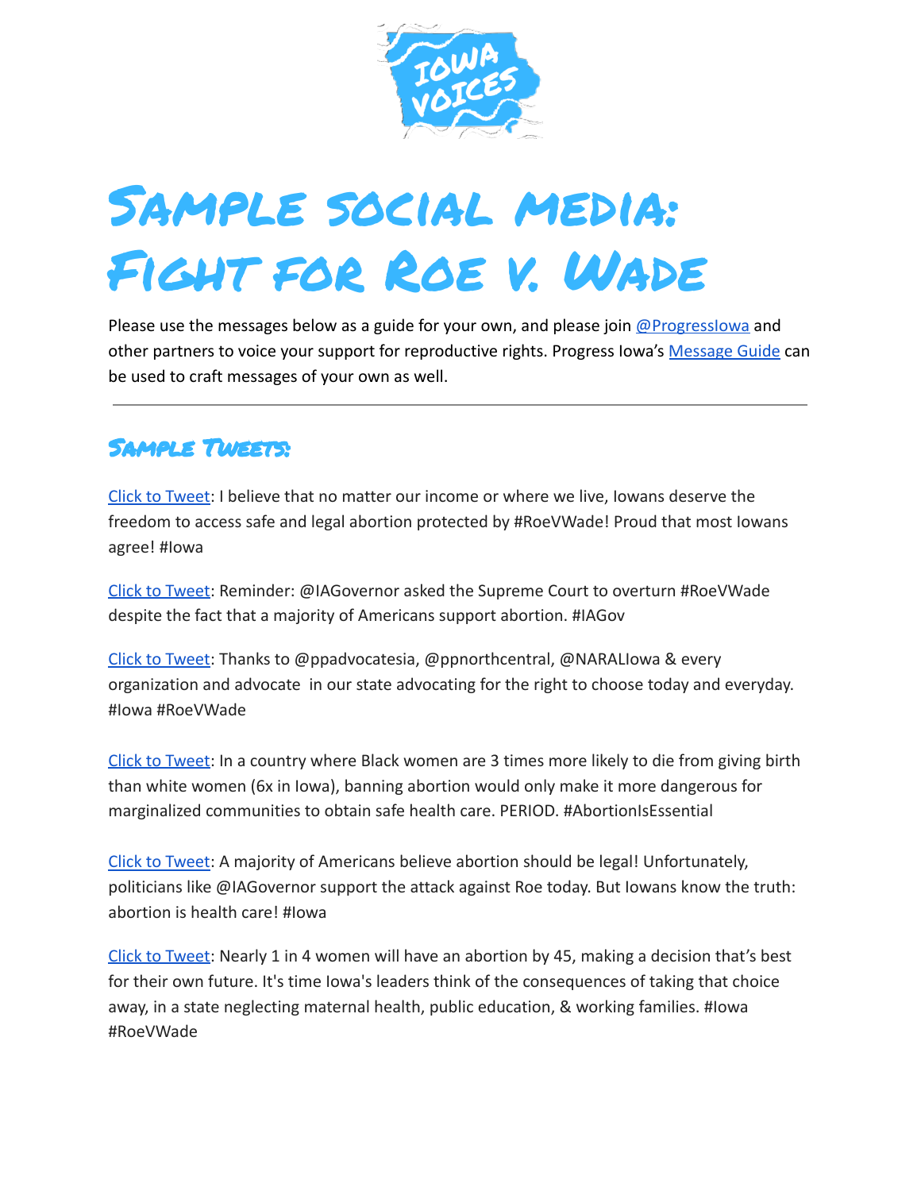# Sample social media: Fight for Roe v. Wade

Please use the messages below as a guide for your own, and please join @ProgressIowa and other partners to voice your support for reproductive rights. Progress Iowa's Message Guide can be used to craft messages of your own as well.

---

## Sample Tweets:

Click to Tweet: I believe that no matter our income or where we live, Iowans deserve the freedom to access safe and legal abortion protected by #RoeVWade! Proud that most Iowans agree! #Iowa

Click to Tweet: Reminder: @IAGovernor asked the Supreme Court to overturn #RoeVWade despite the fact that a majority of Americans support abortion. #IAGov

Click to Tweet: Thanks to @ppadvocatesia, @ppnorthcentral, @NARALIowa & every organization and advocate in our state advocating for the right to choose today and everyday. #Iowa #RoeVWade

Click to Tweet: In a country where Black women are 3 times more likely to die from giving birth than white women (6x in Iowa), banning abortion would only make it more dangerous for marginalized communities to obtain safe health care. PERIOD. #AbortionIsEssential

Click to Tweet: A majority of Americans believe abortion should be legal! Unfortunately, politicians like @IAGovernor support the attack against Roe today. But Iowans know the truth: abortion is health care! #Iowa

Click to Tweet: Nearly 1 in 4 women will have an abortion by 45, making a decision that's best for their own future. It's time Iowa's leaders think of the consequences of taking that choice away, in a state neglecting maternal health, public education, & working families. #Iowa #RoeVWade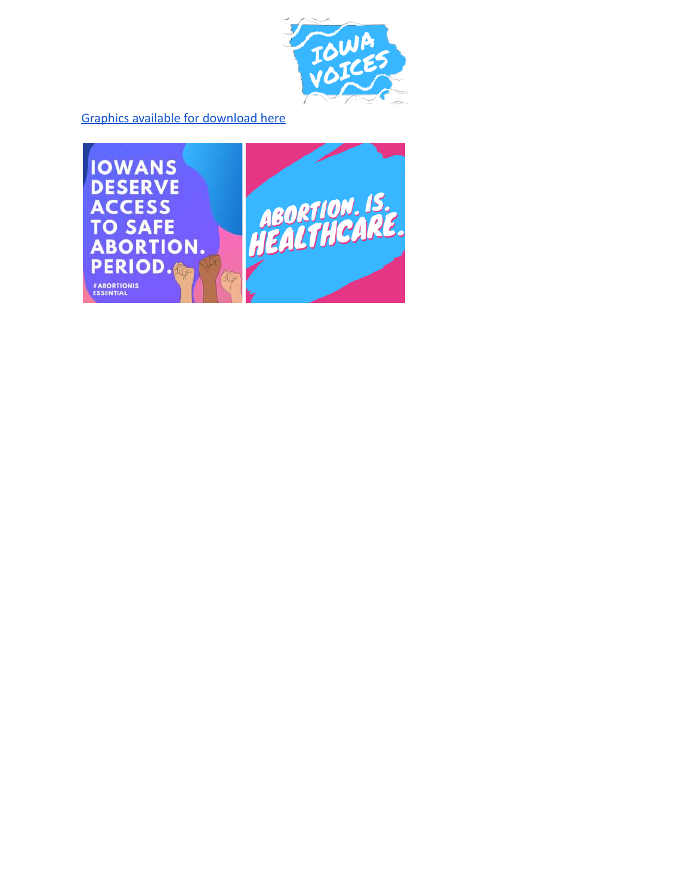IOWA VOICES

[Graphics available for download here]

IOWANS DESERVE ACCESS TO SAFE ABORTION. PERIOD.

#ABORTIONIS ESSENTIAL

ABORTION. IS. HEALTHCARE.